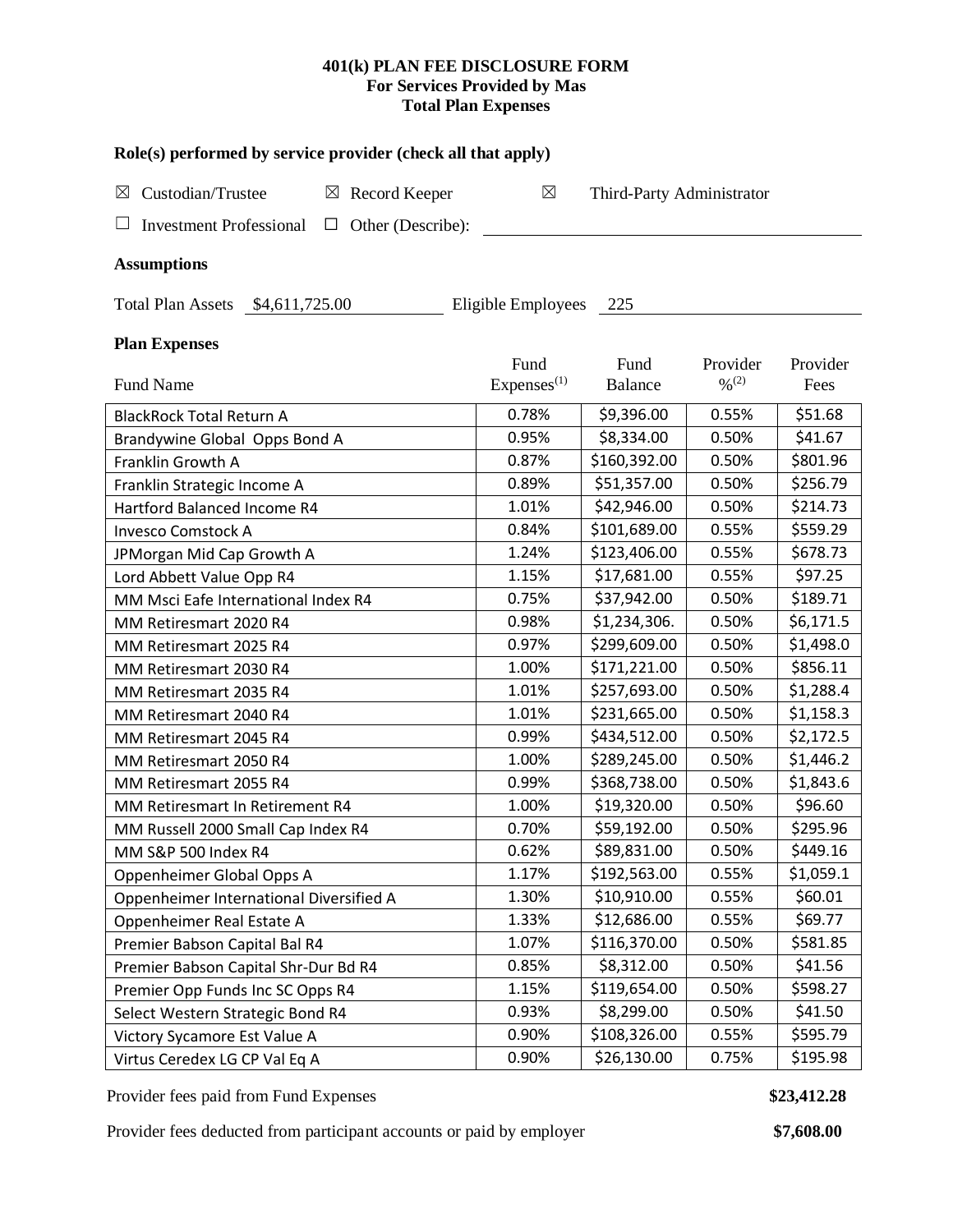# 401(k) PLAN FEE DISCLOSURE FORM
## For Services Provided by Mas
## Total Plan Expenses

**Role(s) performed by service provider (check all that apply)**

☒ Custodian/Trustee ☒ Record Keeper ☒ Third-Party Administrator

☐ Investment Professional ☐ Other (Describe): ____________

**Assumptions**

Total Plan Assets $4,611,725.00 Eligible Employees 225

**Plan Expenses**

| Fund Name | Fund Expenses[(1)] | Fund Balance | Provider %[(2)] | Provider Fees |
|---|---|---|---|---|
| BlackRock Total Return A | 0.78% | $9,396.00 | 0.55% | $51.68 |
| Brandywine Global Opps Bond A | 0.95% | $8,334.00 | 0.50% | $41.67 |
| Franklin Growth A | 0.87% | $160,392.00 | 0.50% | $801.96 |
| Franklin Strategic Income A | 0.89% | $51,357.00 | 0.50% | $256.79 |
| Hartford Balanced Income R4 | 1.01% | $42,946.00 | 0.50% | $214.73 |
| Invesco Comstock A | 0.84% | $101,689.00 | 0.55% | $559.29 |
| JPMorgan Mid Cap Growth A | 1.24% | $123,406.00 | 0.55% | $678.73 |
| Lord Abbett Value Opp R4 | 1.15% | $17,681.00 | 0.55% | $97.25 |
| MM Msci Eafe International Index R4 | 0.75% | $37,942.00 | 0.50% | $189.71 |
| MM Retiresmart 2020 R4 | 0.98% | $1,234,306. | 0.50% | $6,171.5 |
| MM Retiresmart 2025 R4 | 0.97% | $299,609.00 | 0.50% | $1,498.0 |
| MM Retiresmart 2030 R4 | 1.00% | $171,221.00 | 0.50% | $856.11 |
| MM Retiresmart 2035 R4 | 1.01% | $257,693.00 | 0.50% | $1,288.4 |
| MM Retiresmart 2040 R4 | 1.01% | $231,665.00 | 0.50% | $1,158.3 |
| MM Retiresmart 2045 R4 | 0.99% | $434,512.00 | 0.50% | $2,172.5 |
| MM Retiresmart 2050 R4 | 1.00% | $289,245.00 | 0.50% | $1,446.2 |
| MM Retiresmart 2055 R4 | 0.99% | $368,738.00 | 0.50% | $1,843.6 |
| MM Retiresmart In Retirement R4 | 1.00% | $19,320.00 | 0.50% | $96.60 |
| MM Russell 2000 Small Cap Index R4 | 0.70% | $59,192.00 | 0.50% | $295.96 |
| MM S&P 500 Index R4 | 0.62% | $89,831.00 | 0.50% | $449.16 |
| Oppenheimer Global Opps A | 1.17% | $192,563.00 | 0.55% | $1,059.1 |
| Oppenheimer International Diversified A | 1.30% | $10,910.00 | 0.55% | $60.01 |
| Oppenheimer Real Estate A | 1.33% | $12,686.00 | 0.55% | $69.77 |
| Premier Babson Capital Bal R4 | 1.07% | $116,370.00 | 0.50% | $581.85 |
| Premier Babson Capital Shr-Dur Bd R4 | 0.85% | $8,312.00 | 0.50% | $41.56 |
| Premier Opp Funds Inc SC Opps R4 | 1.15% | $119,654.00 | 0.50% | $598.27 |
| Select Western Strategic Bond R4 | 0.93% | $8,299.00 | 0.50% | $41.50 |
| Victory Sycamore Est Value A | 0.90% | $108,326.00 | 0.55% | $595.79 |
| Virtus Ceredex LG CP Val Eq A | 0.90% | $26,130.00 | 0.75% | $195.98 |

Provider fees paid from Fund Expenses **$23,412.28**

Provider fees deducted from participant accounts or paid by employer **$7,608.00**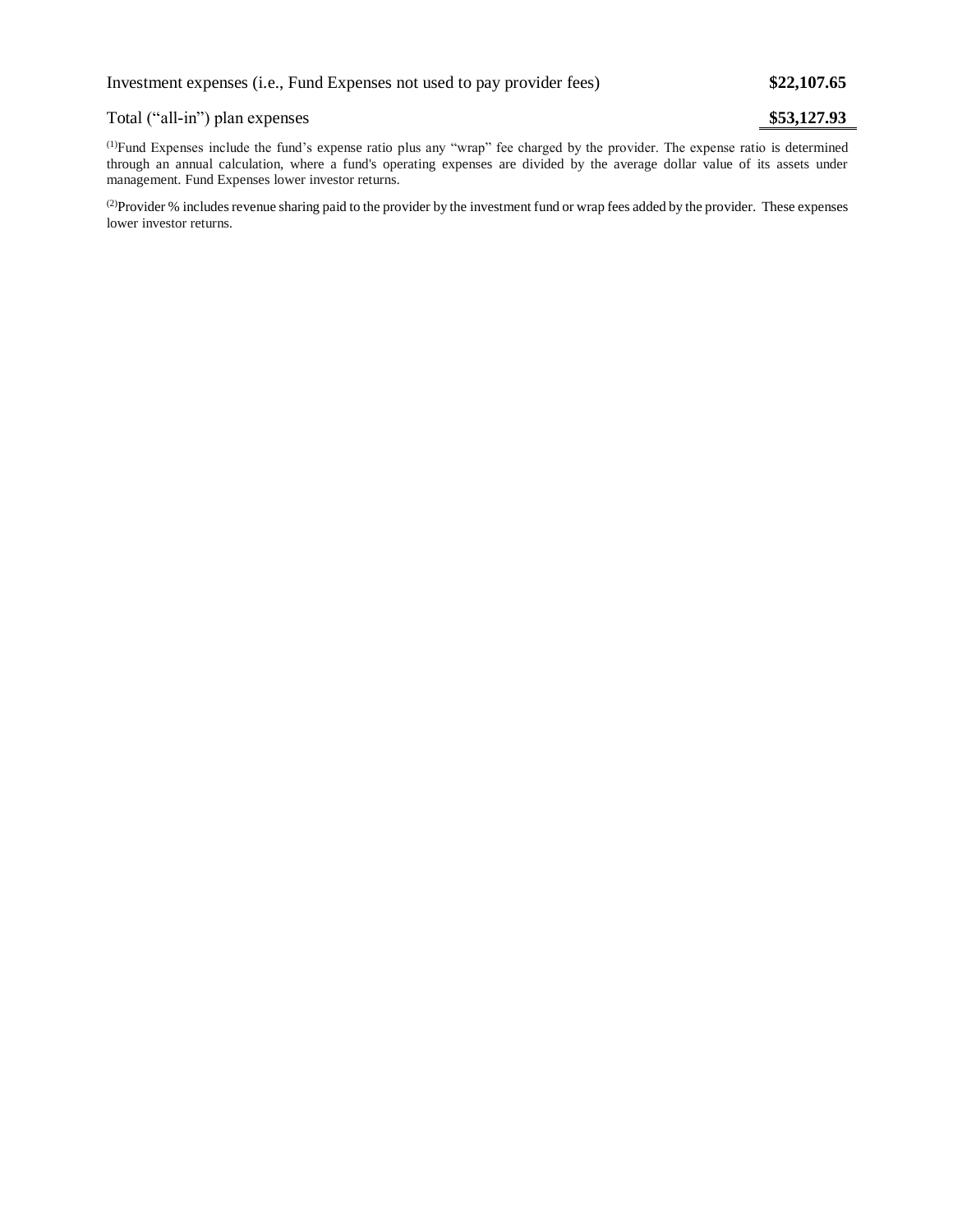| | |
|---|---|
| Investment expenses (i.e., Fund Expenses not used to pay provider fees) | **$22,107.65** |
| Total ("all-in") plan expenses | **$53,127.93** |

(1)Fund Expenses include the fund's expense ratio plus any "wrap" fee charged by the provider. The expense ratio is determined through an annual calculation, where a fund's operating expenses are divided by the average dollar value of its assets under management. Fund Expenses lower investor returns.

(2)Provider % includes revenue sharing paid to the provider by the investment fund or wrap fees added by the provider. These expenses lower investor returns.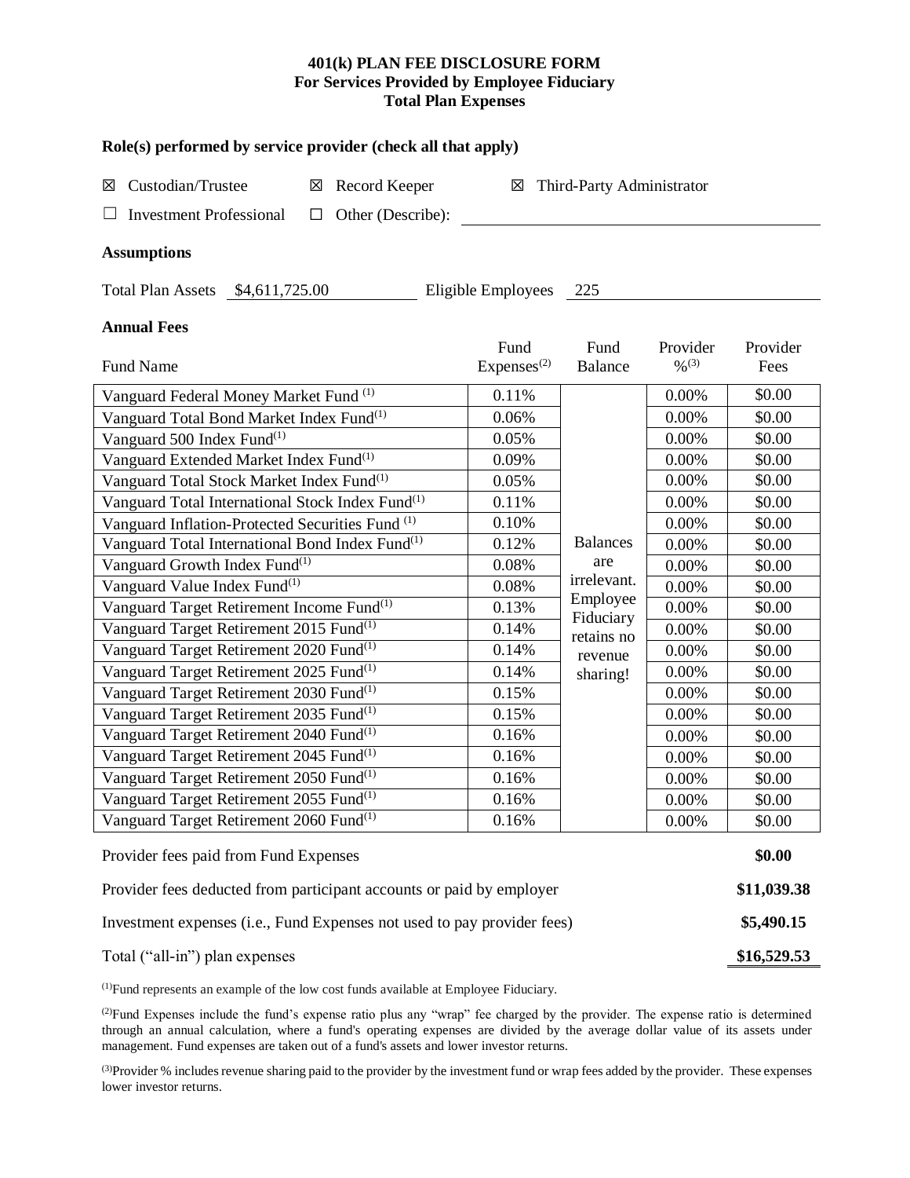# 401(k) PLAN FEE DISCLOSURE FORM
## For Services Provided by Employee Fiduciary
## Total Plan Expenses

### Role(s) performed by service provider (check all that apply)

☒ Custodian/Trustee ☒ Record Keeper ☒ Third-Party Administrator

☐ Investment Professional ☐ Other (Describe):

### Assumptions

Total Plan Assets $4,611,725.00 Eligible Employees 225

### Annual Fees

| Fund Name | Fund Expenses[2] | Fund Balance | Provider %[3] | Provider Fees |
|---|---|---|---|---|
| Vanguard Federal Money Market Fund [1] | 0.11% | Balances are irrelevant. Employee Fiduciary retains no revenue sharing! | 0.00% | $0.00 |
| Vanguard Total Bond Market Index Fund[1] | 0.06% | | 0.00% | $0.00 |
| Vanguard 500 Index Fund[1] | 0.05% | | 0.00% | $0.00 |
| Vanguard Extended Market Index Fund[1] | 0.09% | | 0.00% | $0.00 |
| Vanguard Total Stock Market Index Fund[1] | 0.05% | | 0.00% | $0.00 |
| Vanguard Total International Stock Index Fund[1] | 0.11% | | 0.00% | $0.00 |
| Vanguard Inflation-Protected Securities Fund [1] | 0.10% | | 0.00% | $0.00 |
| Vanguard Total International Bond Index Fund[1] | 0.12% | | 0.00% | $0.00 |
| Vanguard Growth Index Fund[1] | 0.08% | | 0.00% | $0.00 |
| Vanguard Value Index Fund[1] | 0.08% | | 0.00% | $0.00 |
| Vanguard Target Retirement Income Fund[1] | 0.13% | | 0.00% | $0.00 |
| Vanguard Target Retirement 2015 Fund[1] | 0.14% | | 0.00% | $0.00 |
| Vanguard Target Retirement 2020 Fund[1] | 0.14% | | 0.00% | $0.00 |
| Vanguard Target Retirement 2025 Fund[1] | 0.14% | | 0.00% | $0.00 |
| Vanguard Target Retirement 2030 Fund[1] | 0.15% | | 0.00% | $0.00 |
| Vanguard Target Retirement 2035 Fund[1] | 0.15% | | 0.00% | $0.00 |
| Vanguard Target Retirement 2040 Fund[1] | 0.16% | | 0.00% | $0.00 |
| Vanguard Target Retirement 2045 Fund[1] | 0.16% | | 0.00% | $0.00 |
| Vanguard Target Retirement 2050 Fund[1] | 0.16% | | 0.00% | $0.00 |
| Vanguard Target Retirement 2055 Fund[1] | 0.16% | | 0.00% | $0.00 |
| Vanguard Target Retirement 2060 Fund[1] | 0.16% | | 0.00% | $0.00 |

| | |
|---|---|
| Provider fees paid from Fund Expenses | **$0.00** |
| Provider fees deducted from participant accounts or paid by employer | **$11,039.38** |
| Investment expenses (i.e., Fund Expenses not used to pay provider fees) | **$5,490.15** |
| Total ("all-in") plan expenses | **$16,529.53** |

[1]Fund represents an example of the low cost funds available at Employee Fiduciary.

[2]Fund Expenses include the fund's expense ratio plus any "wrap" fee charged by the provider. The expense ratio is determined through an annual calculation, where a fund's operating expenses are divided by the average dollar value of its assets under management. Fund expenses are taken out of a fund's assets and lower investor returns.

[3]Provider % includes revenue sharing paid to the provider by the investment fund or wrap fees added by the provider. These expenses lower investor returns.